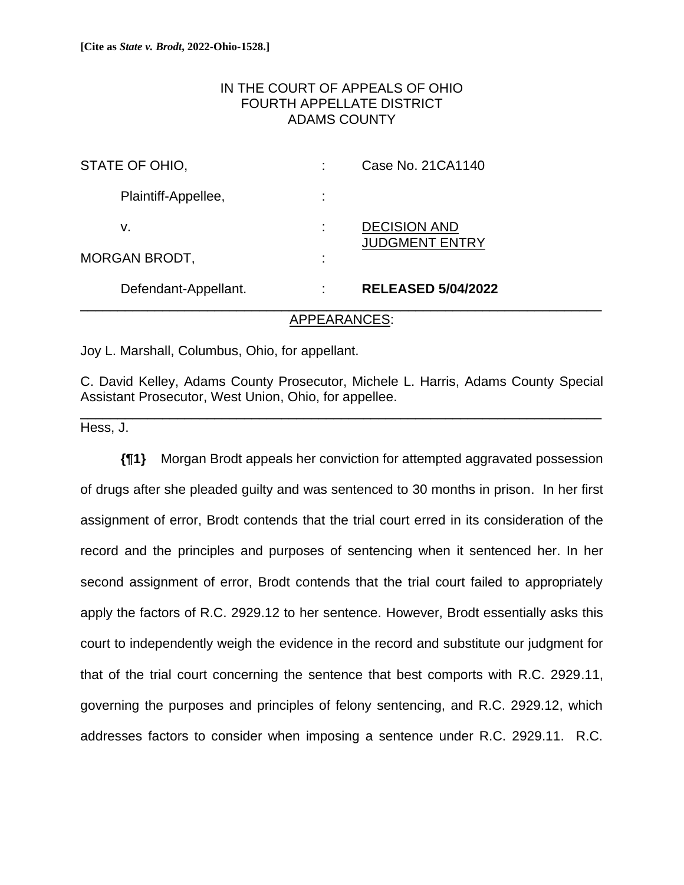**[Cite as *State v. Brodt*, 2022-Ohio-1528.]**

IN THE COURT OF APPEALS OF OHIO
FOURTH APPELLATE DISTRICT
ADAMS COUNTY

| | | |
|---|---|---|
| STATE OF OHIO, | : | Case No. 21CA1140 |
| Plaintiff-Appellee, | : | |
| v. | : | DECISION AND JUDGMENT ENTRY |
| MORGAN BRODT, | : | |
| Defendant-Appellant. | : | **RELEASED 5/04/2022** |

APPEARANCES:

Joy L. Marshall, Columbus, Ohio, for appellant.

C. David Kelley, Adams County Prosecutor, Michele L. Harris, Adams County Special Assistant Prosecutor, West Union, Ohio, for appellee.

Hess, J.

**{¶1}** Morgan Brodt appeals her conviction for attempted aggravated possession of drugs after she pleaded guilty and was sentenced to 30 months in prison. In her first assignment of error, Brodt contends that the trial court erred in its consideration of the record and the principles and purposes of sentencing when it sentenced her. In her second assignment of error, Brodt contends that the trial court failed to appropriately apply the factors of R.C. 2929.12 to her sentence. However, Brodt essentially asks this court to independently weigh the evidence in the record and substitute our judgment for that of the trial court concerning the sentence that best comports with R.C. 2929.11, governing the purposes and principles of felony sentencing, and R.C. 2929.12, which addresses factors to consider when imposing a sentence under R.C. 2929.11. R.C.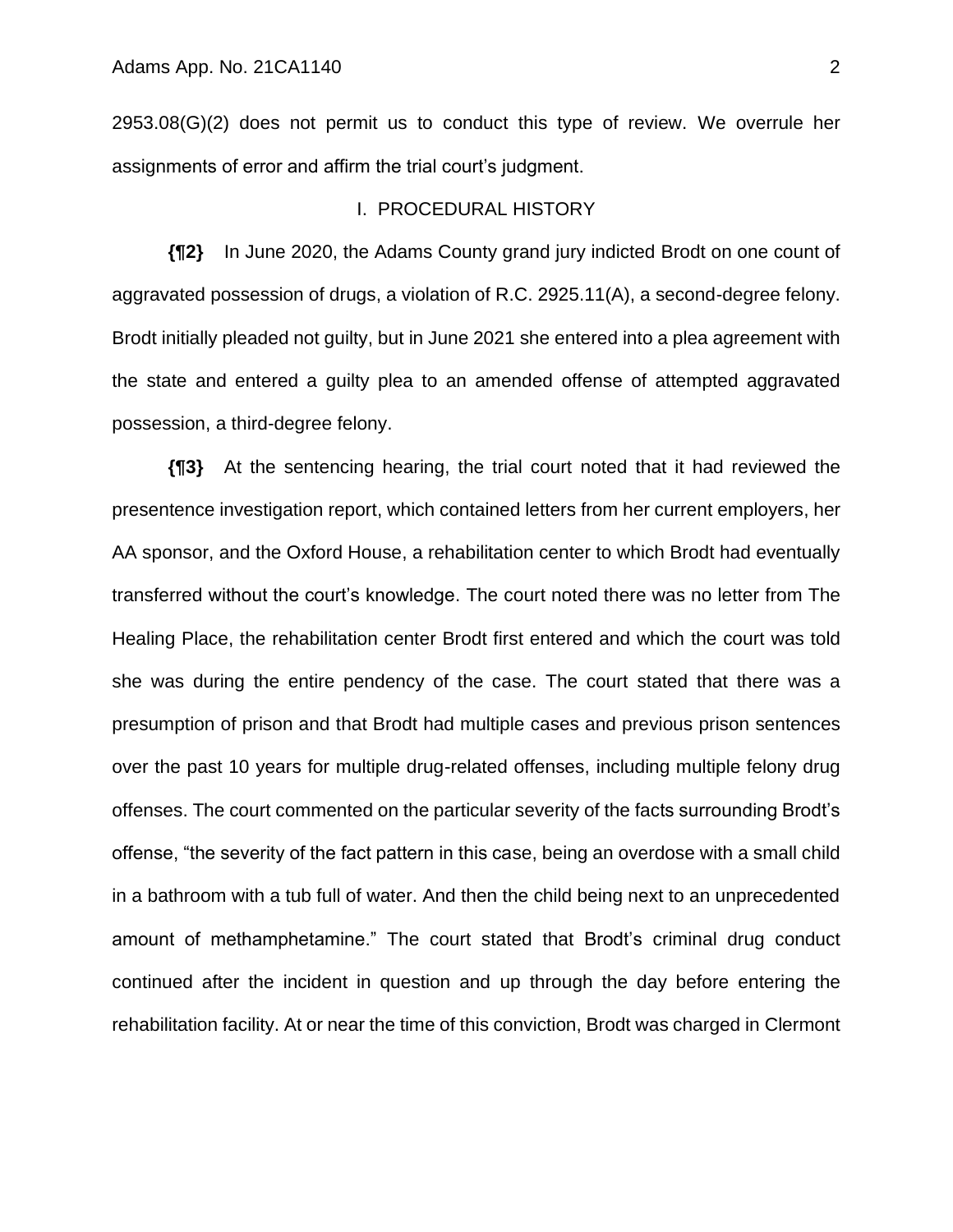2953.08(G)(2) does not permit us to conduct this type of review. We overrule her assignments of error and affirm the trial court's judgment.

## I. PROCEDURAL HISTORY

**{¶2}** In June 2020, the Adams County grand jury indicted Brodt on one count of aggravated possession of drugs, a violation of R.C. 2925.11(A), a second-degree felony. Brodt initially pleaded not guilty, but in June 2021 she entered into a plea agreement with the state and entered a guilty plea to an amended offense of attempted aggravated possession, a third-degree felony.

**{¶3}** At the sentencing hearing, the trial court noted that it had reviewed the presentence investigation report, which contained letters from her current employers, her AA sponsor, and the Oxford House, a rehabilitation center to which Brodt had eventually transferred without the court's knowledge. The court noted there was no letter from The Healing Place, the rehabilitation center Brodt first entered and which the court was told she was during the entire pendency of the case. The court stated that there was a presumption of prison and that Brodt had multiple cases and previous prison sentences over the past 10 years for multiple drug-related offenses, including multiple felony drug offenses. The court commented on the particular severity of the facts surrounding Brodt's offense, "the severity of the fact pattern in this case, being an overdose with a small child in a bathroom with a tub full of water. And then the child being next to an unprecedented amount of methamphetamine." The court stated that Brodt's criminal drug conduct continued after the incident in question and up through the day before entering the rehabilitation facility. At or near the time of this conviction, Brodt was charged in Clermont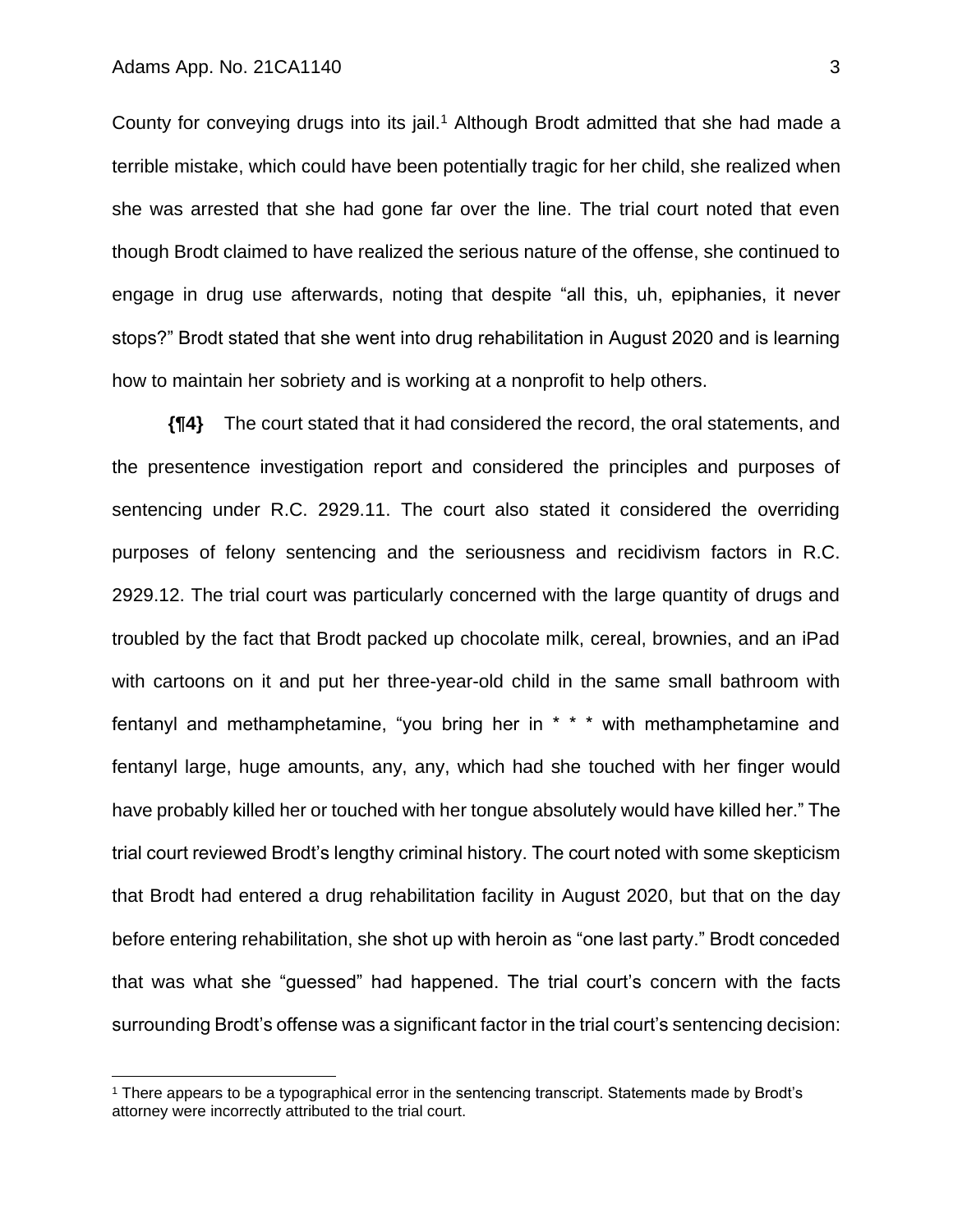County for conveying drugs into its jail.[1] Although Brodt admitted that she had made a terrible mistake, which could have been potentially tragic for her child, she realized when she was arrested that she had gone far over the line. The trial court noted that even though Brodt claimed to have realized the serious nature of the offense, she continued to engage in drug use afterwards, noting that despite "all this, uh, epiphanies, it never stops?" Brodt stated that she went into drug rehabilitation in August 2020 and is learning how to maintain her sobriety and is working at a nonprofit to help others.

**{¶4}** The court stated that it had considered the record, the oral statements, and the presentence investigation report and considered the principles and purposes of sentencing under R.C. 2929.11. The court also stated it considered the overriding purposes of felony sentencing and the seriousness and recidivism factors in R.C. 2929.12. The trial court was particularly concerned with the large quantity of drugs and troubled by the fact that Brodt packed up chocolate milk, cereal, brownies, and an iPad with cartoons on it and put her three-year-old child in the same small bathroom with fentanyl and methamphetamine, "you bring her in * * * with methamphetamine and fentanyl large, huge amounts, any, any, which had she touched with her finger would have probably killed her or touched with her tongue absolutely would have killed her." The trial court reviewed Brodt's lengthy criminal history. The court noted with some skepticism that Brodt had entered a drug rehabilitation facility in August 2020, but that on the day before entering rehabilitation, she shot up with heroin as "one last party." Brodt conceded that was what she "guessed" had happened. The trial court's concern with the facts surrounding Brodt's offense was a significant factor in the trial court's sentencing decision:

[1] There appears to be a typographical error in the sentencing transcript. Statements made by Brodt's attorney were incorrectly attributed to the trial court.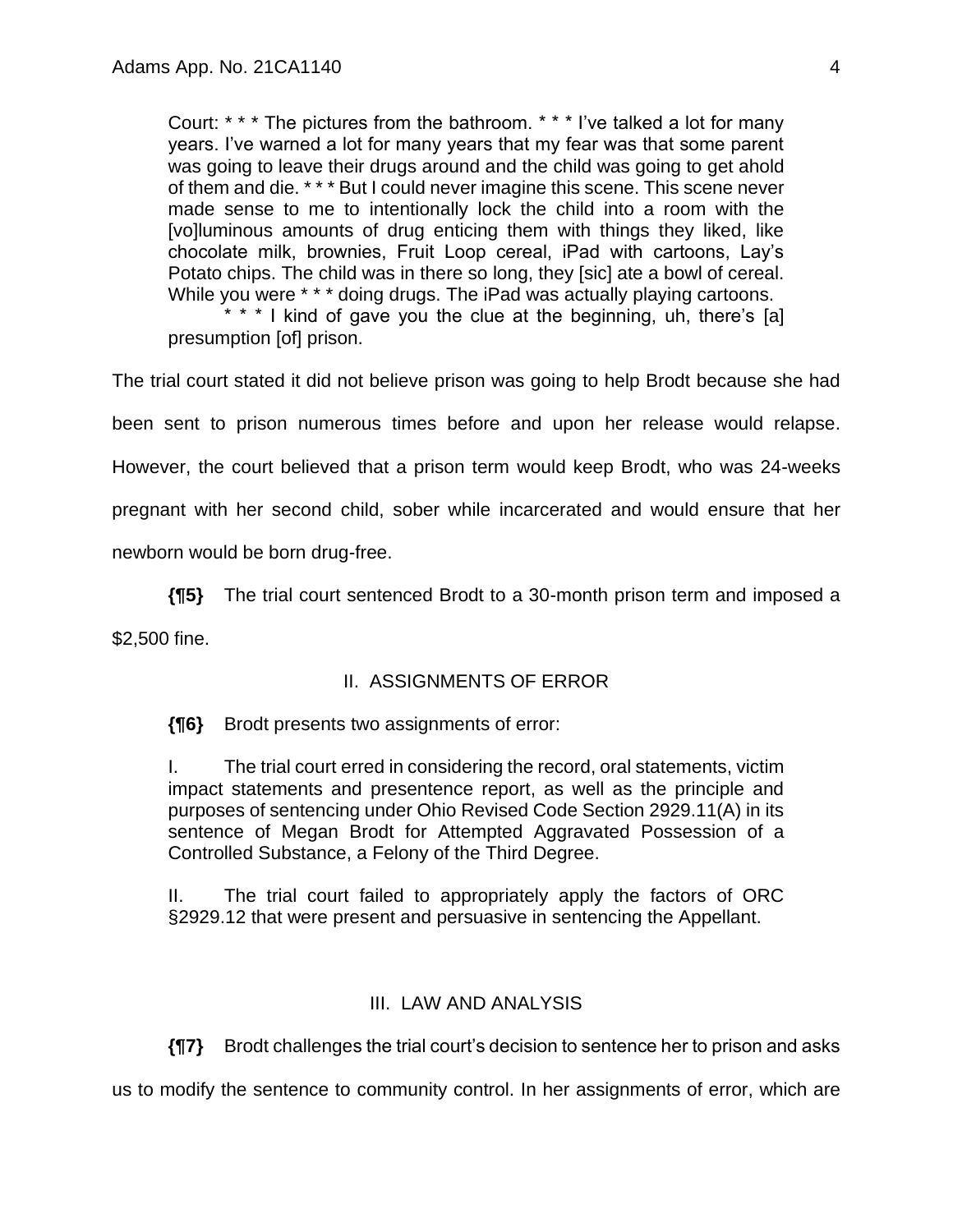Court: * * * The pictures from the bathroom. * * * I've talked a lot for many years. I've warned a lot for many years that my fear was that some parent was going to leave their drugs around and the child was going to get ahold of them and die. * * * But I could never imagine this scene. This scene never made sense to me to intentionally lock the child into a room with the [vo]luminous amounts of drug enticing them with things they liked, like chocolate milk, brownies, Fruit Loop cereal, iPad with cartoons, Lay's Potato chips. The child was in there so long, they [sic] ate a bowl of cereal. While you were * * * doing drugs. The iPad was actually playing cartoons.

> * * * I kind of gave you the clue at the beginning, uh, there's [a] presumption [of] prison.

The trial court stated it did not believe prison was going to help Brodt because she had been sent to prison numerous times before and upon her release would relapse. However, the court believed that a prison term would keep Brodt, who was 24-weeks pregnant with her second child, sober while incarcerated and would ensure that her newborn would be born drug-free.

**{¶5}** The trial court sentenced Brodt to a 30-month prison term and imposed a $2,500 fine.

## II. ASSIGNMENTS OF ERROR

**{¶6}** Brodt presents two assignments of error:

> I. The trial court erred in considering the record, oral statements, victim impact statements and presentence report, as well as the principle and purposes of sentencing under Ohio Revised Code Section 2929.11(A) in its sentence of Megan Brodt for Attempted Aggravated Possession of a Controlled Substance, a Felony of the Third Degree.
>
> II. The trial court failed to appropriately apply the factors of ORC §2929.12 that were present and persuasive in sentencing the Appellant.

## III. LAW AND ANALYSIS

**{¶7}** Brodt challenges the trial court's decision to sentence her to prison and asks us to modify the sentence to community control. In her assignments of error, which are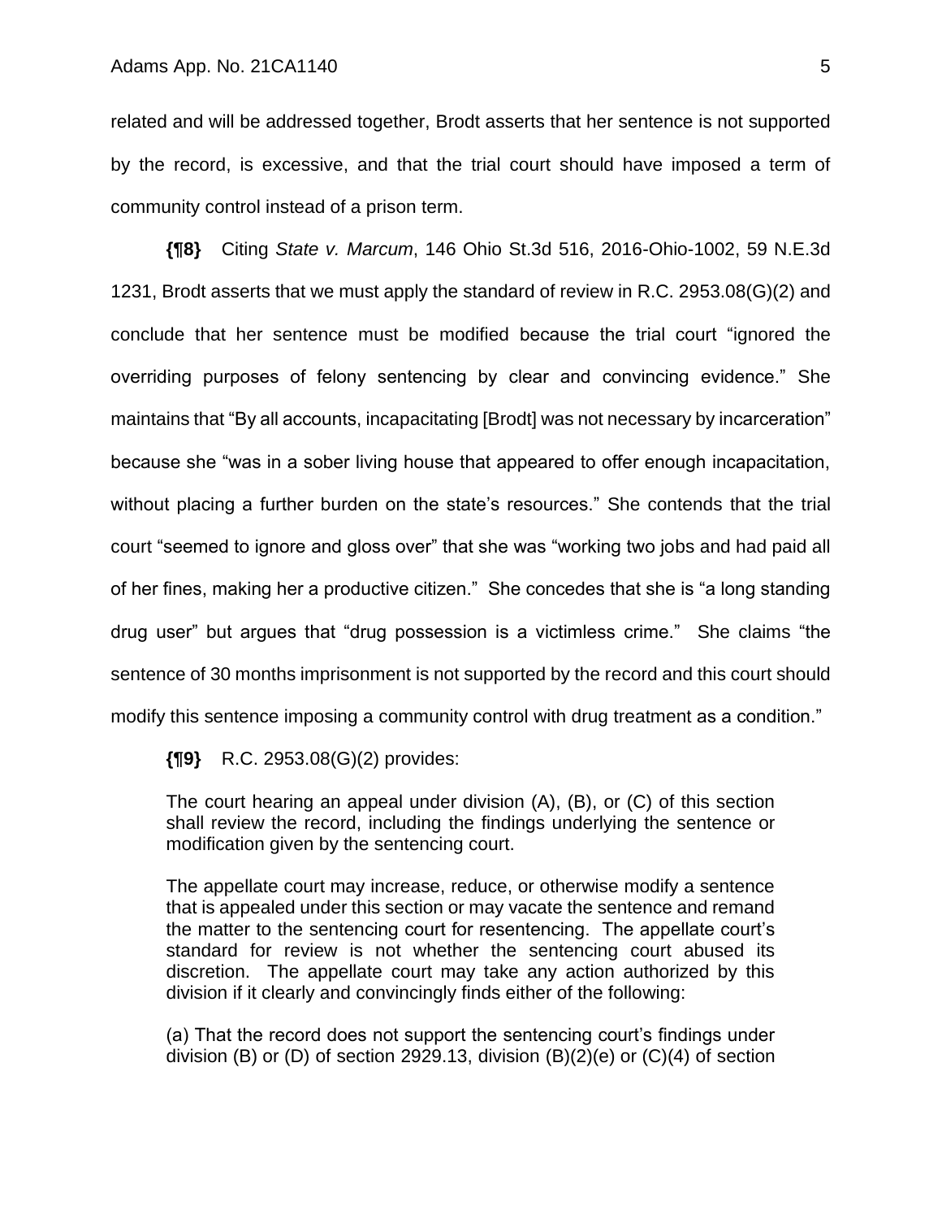related and will be addressed together, Brodt asserts that her sentence is not supported by the record, is excessive, and that the trial court should have imposed a term of community control instead of a prison term.

**{¶8}** Citing *State v. Marcum*, 146 Ohio St.3d 516, 2016-Ohio-1002, 59 N.E.3d 1231, Brodt asserts that we must apply the standard of review in R.C. 2953.08(G)(2) and conclude that her sentence must be modified because the trial court "ignored the overriding purposes of felony sentencing by clear and convincing evidence." She maintains that "By all accounts, incapacitating [Brodt] was not necessary by incarceration" because she "was in a sober living house that appeared to offer enough incapacitation, without placing a further burden on the state's resources." She contends that the trial court "seemed to ignore and gloss over" that she was "working two jobs and had paid all of her fines, making her a productive citizen." She concedes that she is "a long standing drug user" but argues that "drug possession is a victimless crime." She claims "the sentence of 30 months imprisonment is not supported by the record and this court should modify this sentence imposing a community control with drug treatment as a condition."

**{¶9}** R.C. 2953.08(G)(2) provides:

> The court hearing an appeal under division (A), (B), or (C) of this section shall review the record, including the findings underlying the sentence or modification given by the sentencing court.
>
> The appellate court may increase, reduce, or otherwise modify a sentence that is appealed under this section or may vacate the sentence and remand the matter to the sentencing court for resentencing. The appellate court's standard for review is not whether the sentencing court abused its discretion. The appellate court may take any action authorized by this division if it clearly and convincingly finds either of the following:
>
> (a) That the record does not support the sentencing court's findings under division (B) or (D) of section 2929.13, division (B)(2)(e) or (C)(4) of section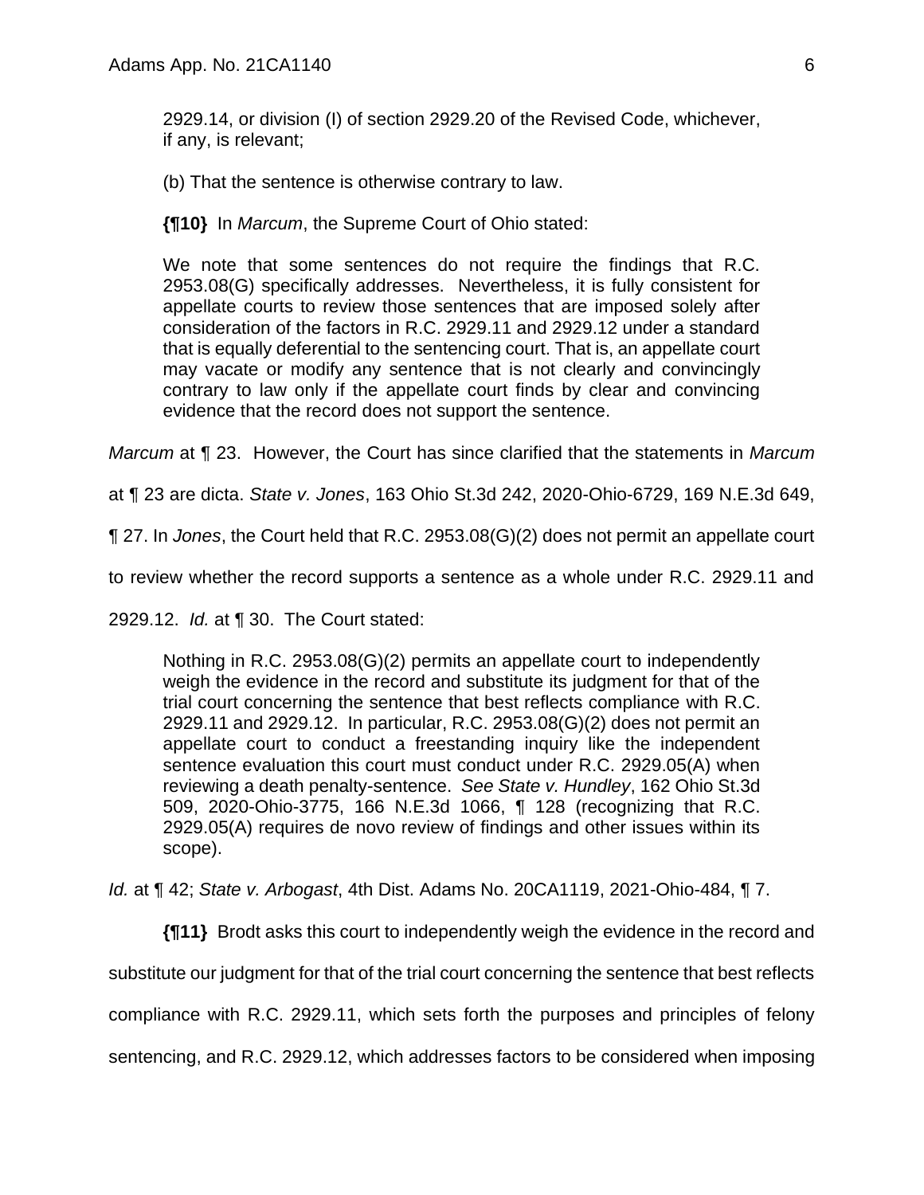2929.14, or division (I) of section 2929.20 of the Revised Code, whichever, if any, is relevant;

> (b) That the sentence is otherwise contrary to law.

**{¶10}** In *Marcum*, the Supreme Court of Ohio stated:

> We note that some sentences do not require the findings that R.C. 2953.08(G) specifically addresses. Nevertheless, it is fully consistent for appellate courts to review those sentences that are imposed solely after consideration of the factors in R.C. 2929.11 and 2929.12 under a standard that is equally deferential to the sentencing court. That is, an appellate court may vacate or modify any sentence that is not clearly and convincingly contrary to law only if the appellate court finds by clear and convincing evidence that the record does not support the sentence.

*Marcum* at ¶ 23. However, the Court has since clarified that the statements in *Marcum* at ¶ 23 are dicta. *State v. Jones*, 163 Ohio St.3d 242, 2020-Ohio-6729, 169 N.E.3d 649, ¶ 27. In *Jones*, the Court held that R.C. 2953.08(G)(2) does not permit an appellate court to review whether the record supports a sentence as a whole under R.C. 2929.11 and 2929.12. *Id.* at ¶ 30. The Court stated:

> Nothing in R.C. 2953.08(G)(2) permits an appellate court to independently weigh the evidence in the record and substitute its judgment for that of the trial court concerning the sentence that best reflects compliance with R.C. 2929.11 and 2929.12. In particular, R.C. 2953.08(G)(2) does not permit an appellate court to conduct a freestanding inquiry like the independent sentence evaluation this court must conduct under R.C. 2929.05(A) when reviewing a death penalty-sentence. *See State v. Hundley*, 162 Ohio St.3d 509, 2020-Ohio-3775, 166 N.E.3d 1066, ¶ 128 (recognizing that R.C. 2929.05(A) requires de novo review of findings and other issues within its scope).

*Id.* at ¶ 42; *State v. Arbogast*, 4th Dist. Adams No. 20CA1119, 2021-Ohio-484, ¶ 7.

**{¶11}** Brodt asks this court to independently weigh the evidence in the record and substitute our judgment for that of the trial court concerning the sentence that best reflects compliance with R.C. 2929.11, which sets forth the purposes and principles of felony sentencing, and R.C. 2929.12, which addresses factors to be considered when imposing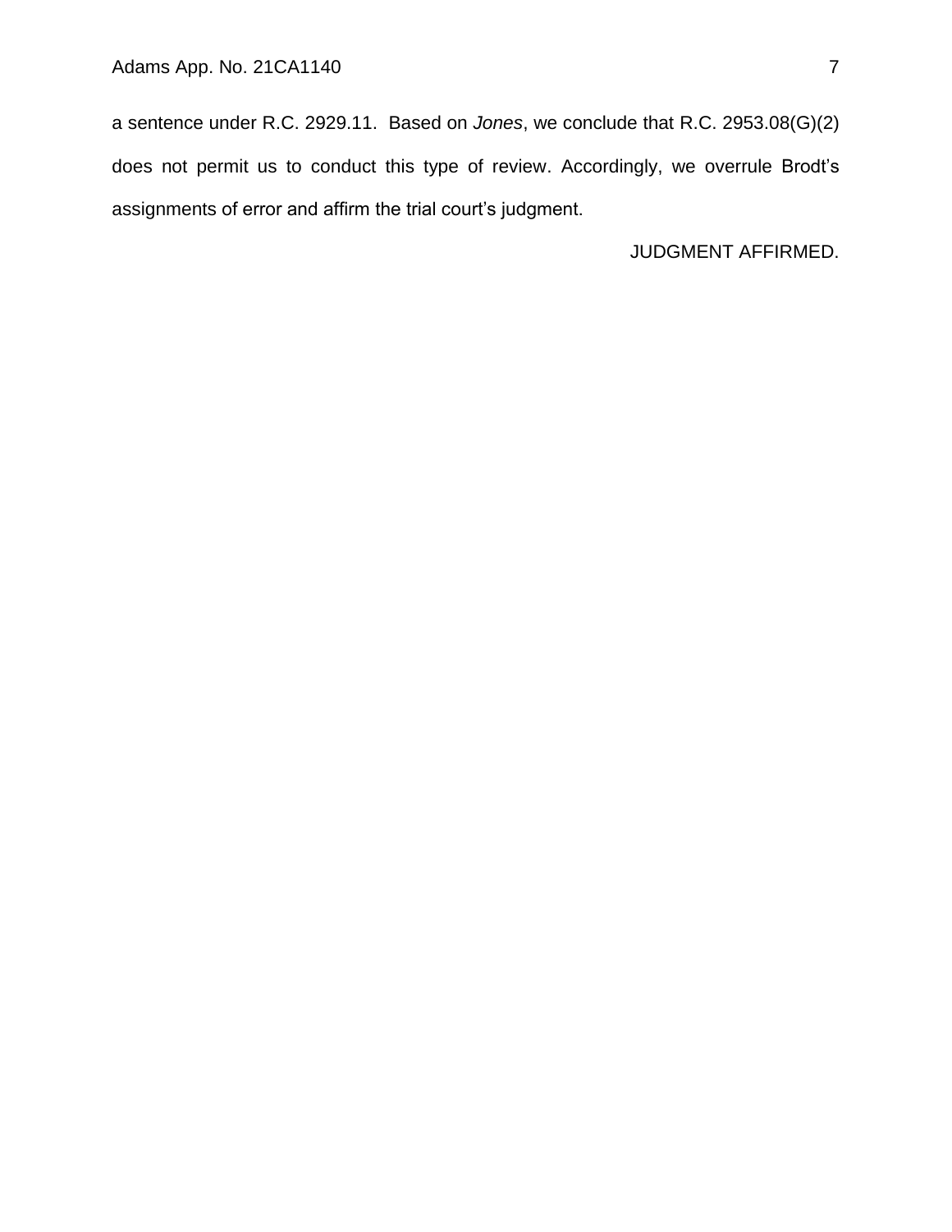a sentence under R.C. 2929.11. Based on *Jones*, we conclude that R.C. 2953.08(G)(2) does not permit us to conduct this type of review. Accordingly, we overrule Brodt's assignments of error and affirm the trial court's judgment.

JUDGMENT AFFIRMED.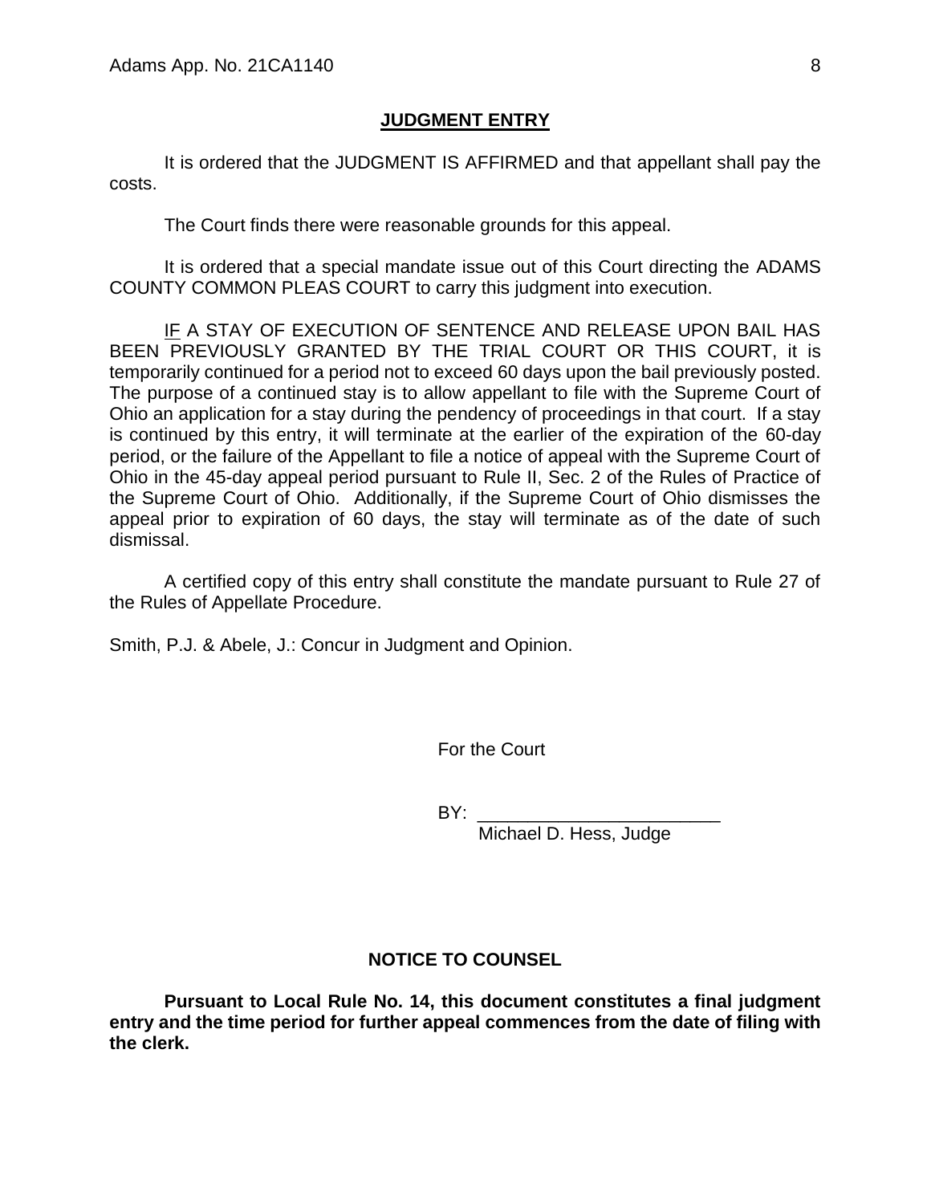**JUDGMENT ENTRY**

It is ordered that the JUDGMENT IS AFFIRMED and that appellant shall pay the costs.

The Court finds there were reasonable grounds for this appeal.

It is ordered that a special mandate issue out of this Court directing the ADAMS COUNTY COMMON PLEAS COURT to carry this judgment into execution.

IF A STAY OF EXECUTION OF SENTENCE AND RELEASE UPON BAIL HAS BEEN PREVIOUSLY GRANTED BY THE TRIAL COURT OR THIS COURT, it is temporarily continued for a period not to exceed 60 days upon the bail previously posted. The purpose of a continued stay is to allow appellant to file with the Supreme Court of Ohio an application for a stay during the pendency of proceedings in that court. If a stay is continued by this entry, it will terminate at the earlier of the expiration of the 60-day period, or the failure of the Appellant to file a notice of appeal with the Supreme Court of Ohio in the 45-day appeal period pursuant to Rule II, Sec. 2 of the Rules of Practice of the Supreme Court of Ohio. Additionally, if the Supreme Court of Ohio dismisses the appeal prior to expiration of 60 days, the stay will terminate as of the date of such dismissal.

A certified copy of this entry shall constitute the mandate pursuant to Rule 27 of the Rules of Appellate Procedure.

Smith, P.J. & Abele, J.: Concur in Judgment and Opinion.

For the Court

BY: ________________________
Michael D. Hess, Judge

**NOTICE TO COUNSEL**

**Pursuant to Local Rule No. 14, this document constitutes a final judgment entry and the time period for further appeal commences from the date of filing with the clerk.**